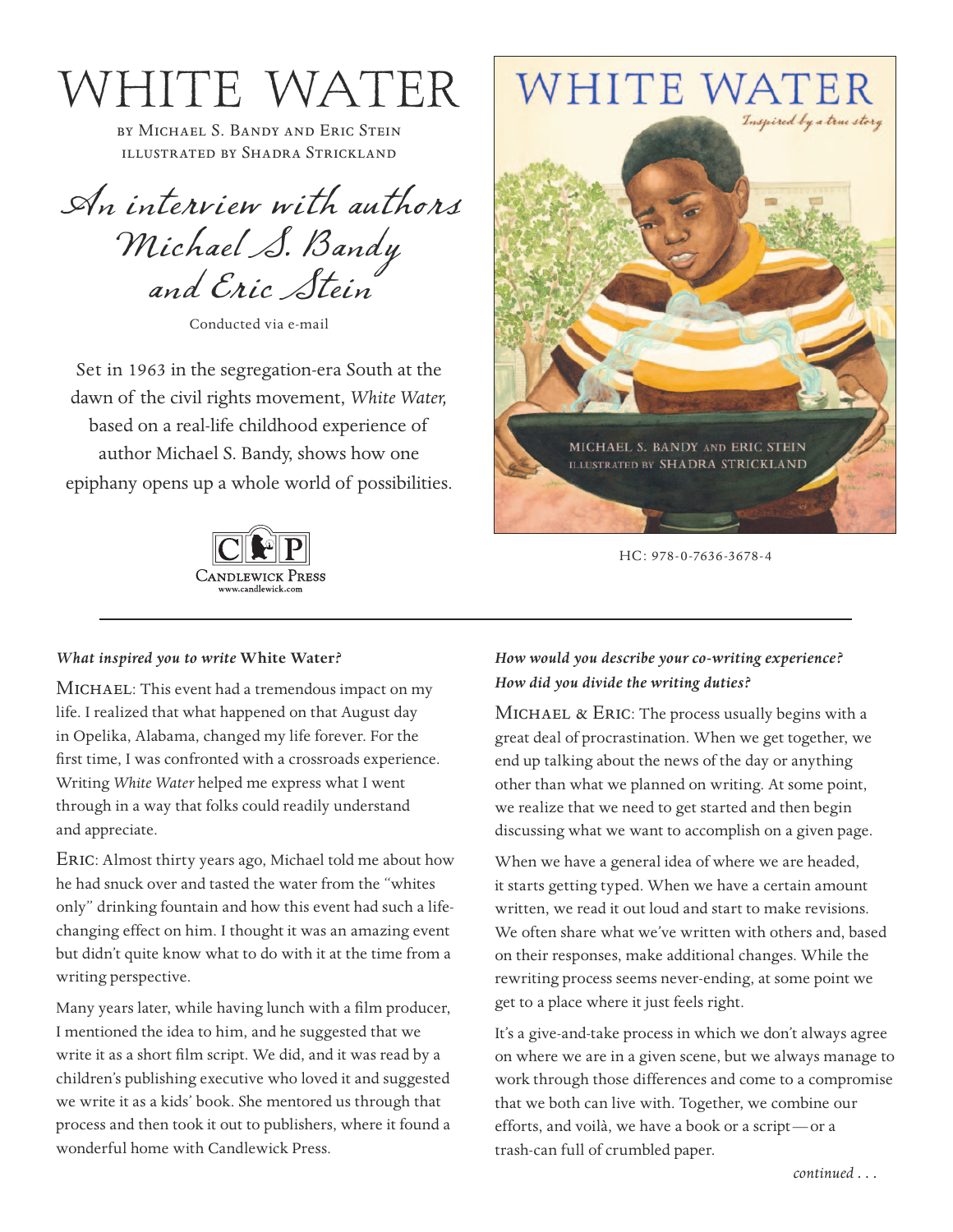# WHITE WATER

BY MICHAEL S. BANDY AND ERIC STEIN
ILLUSTRATED BY SHADRA STRICKLAND

## *An interview with authors Michael S. Bandy and Eric Stein*

Conducted via e-mail

Set in 1963 in the segregation-era South at the dawn of the civil rights movement, *White Water,* based on a real-life childhood experience of author Michael S. Bandy, shows how one epiphany opens up a whole world of possibilities.

CANDLEWICK PRESS
www.candlewick.com

WHITE WATER
*Inspired by a true story*
MICHAEL S. BANDY AND ERIC STEIN
ILLUSTRATED BY SHADRA STRICKLAND

HC: 978-0-7636-3678-4

---

***What inspired you to write* White Water*?***

MICHAEL: This event had a tremendous impact on my life. I realized that what happened on that August day in Opelika, Alabama, changed my life forever. For the first time, I was confronted with a crossroads experience. Writing *White Water* helped me express what I went through in a way that folks could readily understand and appreciate.

ERIC: Almost thirty years ago, Michael told me about how he had snuck over and tasted the water from the "whites only" drinking fountain and how this event had such a life-changing effect on him. I thought it was an amazing event but didn't quite know what to do with it at the time from a writing perspective.

Many years later, while having lunch with a film producer, I mentioned the idea to him, and he suggested that we write it as a short film script. We did, and it was read by a children's publishing executive who loved it and suggested we write it as a kids' book. She mentored us through that process and then took it out to publishers, where it found a wonderful home with Candlewick Press.

***How would you describe your co-writing experience? How did you divide the writing duties?***

MICHAEL & ERIC: The process usually begins with a great deal of procrastination. When we get together, we end up talking about the news of the day or anything other than what we planned on writing. At some point, we realize that we need to get started and then begin discussing what we want to accomplish on a given page.

When we have a general idea of where we are headed, it starts getting typed. When we have a certain amount written, we read it out loud and start to make revisions. We often share what we've written with others and, based on their responses, make additional changes. While the rewriting process seems never-ending, at some point we get to a place where it just feels right.

It's a give-and-take process in which we don't always agree on where we are in a given scene, but we always manage to work through those differences and come to a compromise that we both can live with. Together, we combine our efforts, and voilà, we have a book or a script — or a trash-can full of crumbled paper.

*continued . . .*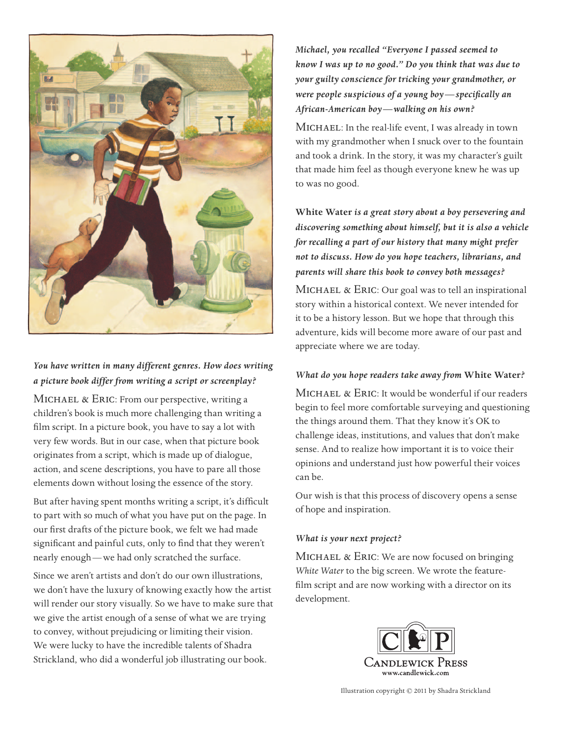***You have written in many different genres. How does writing a picture book differ from writing a script or screenplay?***

MICHAEL & ERIC: From our perspective, writing a children's book is much more challenging than writing a film script. In a picture book, you have to say a lot with very few words. But in our case, when that picture book originates from a script, which is made up of dialogue, action, and scene descriptions, you have to pare all those elements down without losing the essence of the story.

But after having spent months writing a script, it's difficult to part with so much of what you have put on the page. In our first drafts of the picture book, we felt we had made significant and painful cuts, only to find that they weren't nearly enough — we had only scratched the surface.

Since we aren't artists and don't do our own illustrations, we don't have the luxury of knowing exactly how the artist will render our story visually. So we have to make sure that we give the artist enough of a sense of what we are trying to convey, without prejudicing or limiting their vision. We were lucky to have the incredible talents of Shadra Strickland, who did a wonderful job illustrating our book.

***Michael, you recalled "Everyone I passed seemed to know I was up to no good." Do you think that was due to your guilty conscience for tricking your grandmother, or were people suspicious of a young boy — specifically an African-American boy — walking on his own?***

MICHAEL: In the real-life event, I was already in town with my grandmother when I snuck over to the fountain and took a drink. In the story, it was my character's guilt that made him feel as though everyone knew he was up to was no good.

***White Water** is a great story about a boy persevering and discovering something about himself, but it is also a vehicle for recalling a part of our history that many might prefer not to discuss. How do you hope teachers, librarians, and parents will share this book to convey both messages?*

MICHAEL & ERIC: Our goal was to tell an inspirational story within a historical context. We never intended for it to be a history lesson. But we hope that through this adventure, kids will become more aware of our past and appreciate where we are today.

***What do you hope readers take away from** White Water?*

MICHAEL & ERIC: It would be wonderful if our readers begin to feel more comfortable surveying and questioning the things around them. That they know it's OK to challenge ideas, institutions, and values that don't make sense. And to realize how important it is to voice their opinions and understand just how powerful their voices can be.

Our wish is that this process of discovery opens a sense of hope and inspiration.

***What is your next project?***

MICHAEL & ERIC: We are now focused on bringing *White Water* to the big screen. We wrote the feature-film script and are now working with a director on its development.

CANDLEWICK PRESS
www.candlewick.com

Illustration copyright © 2011 by Shadra Strickland